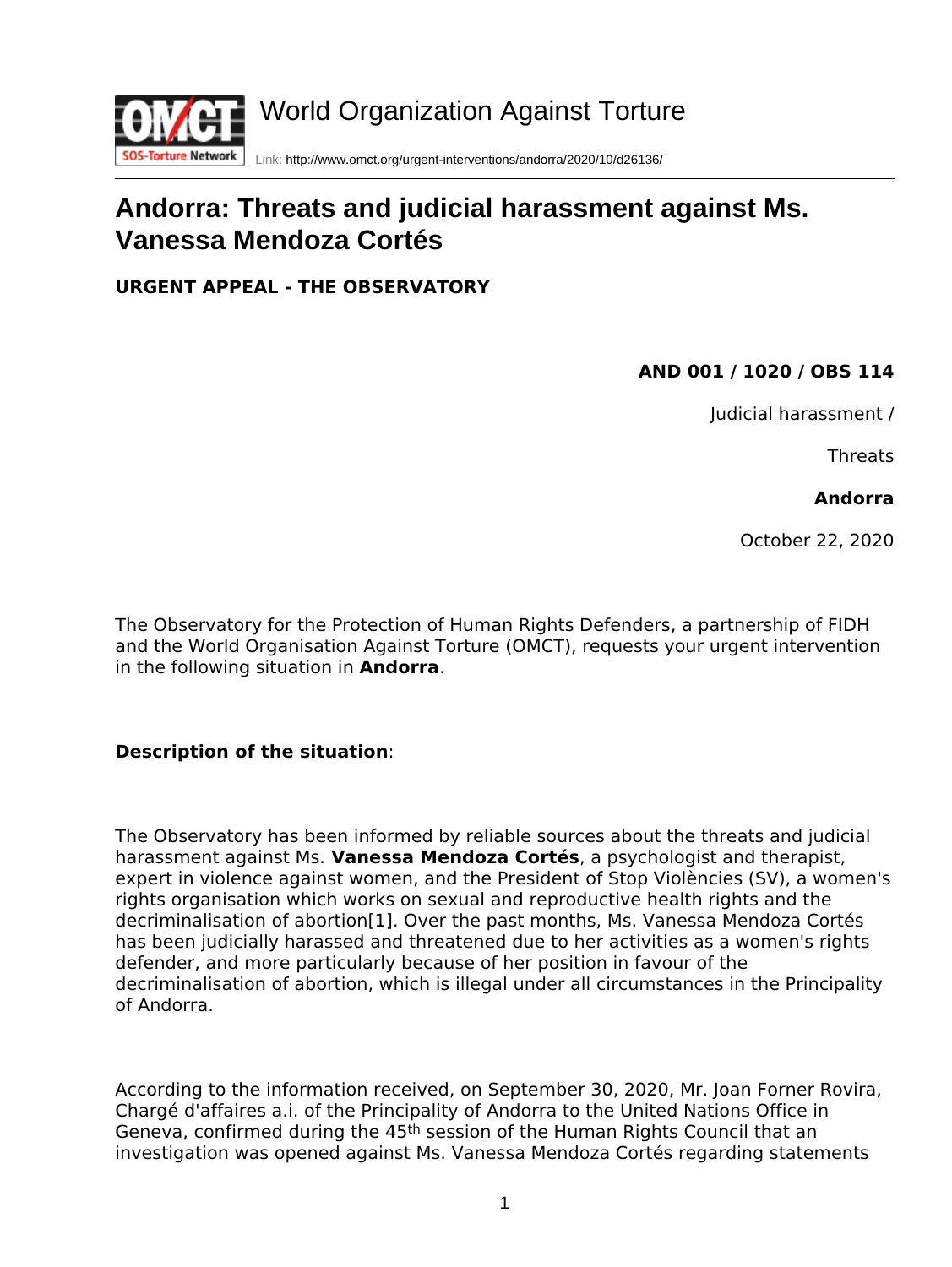World Organization Against Torture

Link: http://www.omct.org/urgent-interventions/andorra/2020/10/d26136/

# Andorra: Threats and judicial harassment against Ms. Vanessa Mendoza Cortés

**URGENT APPEAL - THE OBSERVATORY**

**AND 001 / 1020 / OBS 114**

Judicial harassment /

Threats

**Andorra**

October 22, 2020

The Observatory for the Protection of Human Rights Defenders, a partnership of FIDH and the World Organisation Against Torture (OMCT), requests your urgent intervention in the following situation in **Andorra**.

**Description of the situation**:

The Observatory has been informed by reliable sources about the threats and judicial harassment against Ms. **Vanessa Mendoza Cortés**, a psychologist and therapist, expert in violence against women, and the President of Stop Violències (SV), a women's rights organisation which works on sexual and reproductive health rights and the decriminalisation of abortion[1]. Over the past months, Ms. Vanessa Mendoza Cortés has been judicially harassed and threatened due to her activities as a women's rights defender, and more particularly because of her position in favour of the decriminalisation of abortion, which is illegal under all circumstances in the Principality of Andorra.

According to the information received, on September 30, 2020, Mr. Joan Forner Rovira, Chargé d'affaires a.i. of the Principality of Andorra to the United Nations Office in Geneva, confirmed during the 45th session of the Human Rights Council that an investigation was opened against Ms. Vanessa Mendoza Cortés regarding statements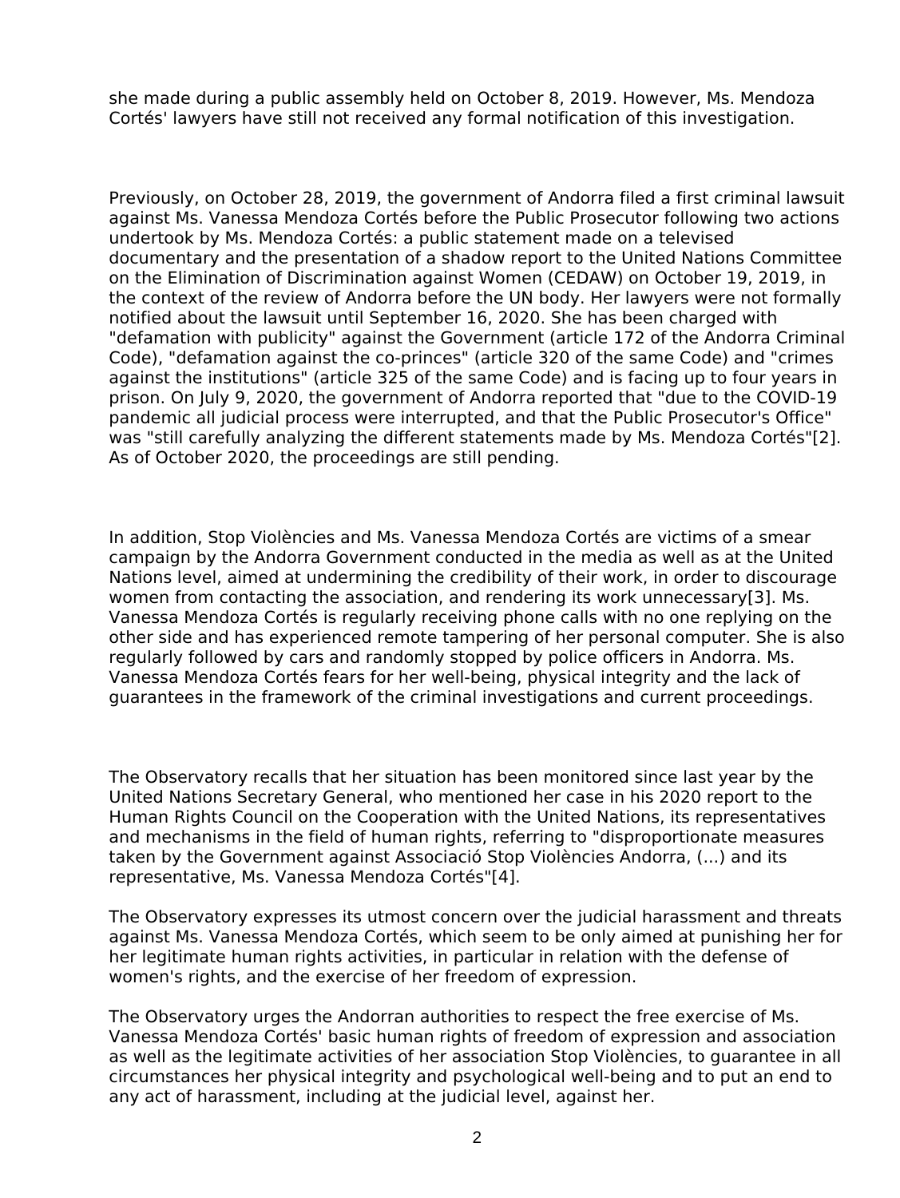she made during a public assembly held on October 8, 2019. However, Ms. Mendoza Cortés' lawyers have still not received any formal notification of this investigation.

Previously, on October 28, 2019, the government of Andorra filed a first criminal lawsuit against Ms. Vanessa Mendoza Cortés before the Public Prosecutor following two actions undertook by Ms. Mendoza Cortés: a public statement made on a televised documentary and the presentation of a shadow report to the United Nations Committee on the Elimination of Discrimination against Women (CEDAW) on October 19, 2019, in the context of the review of Andorra before the UN body. Her lawyers were not formally notified about the lawsuit until September 16, 2020. She has been charged with "defamation with publicity" against the Government (article 172 of the Andorra Criminal Code), "defamation against the co-princes" (article 320 of the same Code) and "crimes against the institutions" (article 325 of the same Code) and is facing up to four years in prison. On July 9, 2020, the government of Andorra reported that "due to the COVID-19 pandemic all judicial process were interrupted, and that the Public Prosecutor's Office" was "still carefully analyzing the different statements made by Ms. Mendoza Cortés"[2]. As of October 2020, the proceedings are still pending.

In addition, Stop Violències and Ms. Vanessa Mendoza Cortés are victims of a smear campaign by the Andorra Government conducted in the media as well as at the United Nations level, aimed at undermining the credibility of their work, in order to discourage women from contacting the association, and rendering its work unnecessary[3]. Ms. Vanessa Mendoza Cortés is regularly receiving phone calls with no one replying on the other side and has experienced remote tampering of her personal computer. She is also regularly followed by cars and randomly stopped by police officers in Andorra. Ms. Vanessa Mendoza Cortés fears for her well-being, physical integrity and the lack of guarantees in the framework of the criminal investigations and current proceedings.

The Observatory recalls that her situation has been monitored since last year by the United Nations Secretary General, who mentioned her case in his 2020 report to the Human Rights Council on the Cooperation with the United Nations, its representatives and mechanisms in the field of human rights, referring to "disproportionate measures taken by the Government against Associació Stop Violències Andorra, (...) and its representative, Ms. Vanessa Mendoza Cortés"[4].

The Observatory expresses its utmost concern over the judicial harassment and threats against Ms. Vanessa Mendoza Cortés, which seem to be only aimed at punishing her for her legitimate human rights activities, in particular in relation with the defense of women's rights, and the exercise of her freedom of expression.

The Observatory urges the Andorran authorities to respect the free exercise of Ms. Vanessa Mendoza Cortés' basic human rights of freedom of expression and association as well as the legitimate activities of her association Stop Violències, to guarantee in all circumstances her physical integrity and psychological well-being and to put an end to any act of harassment, including at the judicial level, against her.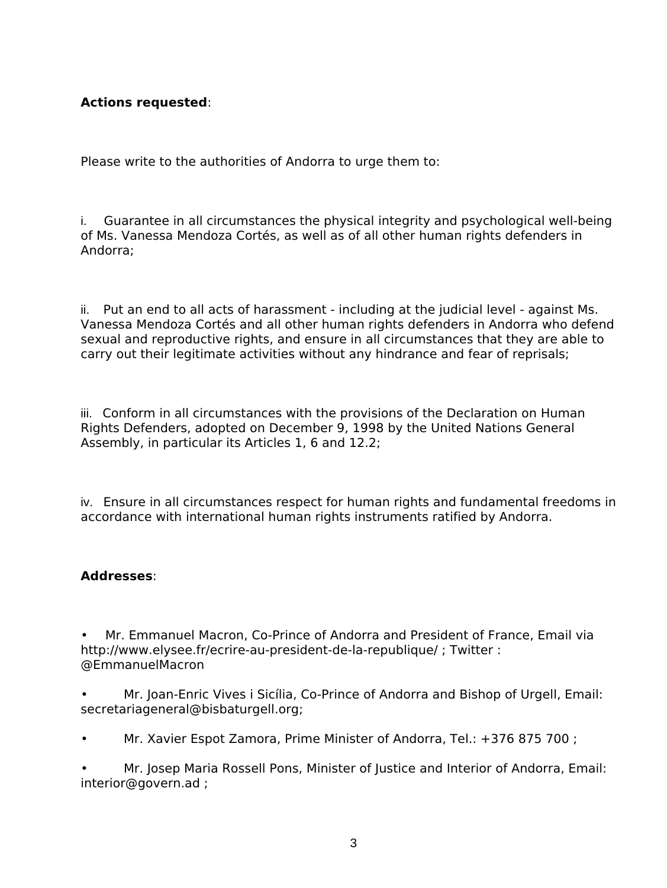**Actions requested**:

Please write to the authorities of Andorra to urge them to:

i. Guarantee in all circumstances the physical integrity and psychological well-being of Ms. Vanessa Mendoza Cortés, as well as of all other human rights defenders in Andorra;

ii. Put an end to all acts of harassment - including at the judicial level - against Ms. Vanessa Mendoza Cortés and all other human rights defenders in Andorra who defend sexual and reproductive rights, and ensure in all circumstances that they are able to carry out their legitimate activities without any hindrance and fear of reprisals;

iii. Conform in all circumstances with the provisions of the Declaration on Human Rights Defenders, adopted on December 9, 1998 by the United Nations General Assembly, in particular its Articles 1, 6 and 12.2;

iv. Ensure in all circumstances respect for human rights and fundamental freedoms in accordance with international human rights instruments ratified by Andorra.

**Addresses**:

- Mr. Emmanuel Macron, Co-Prince of Andorra and President of France, Email via http://www.elysee.fr/ecrire-au-president-de-la-republique/ ; Twitter : @EmmanuelMacron
- Mr. Joan-Enric Vives i Sicília, Co-Prince of Andorra and Bishop of Urgell, Email: secretariageneral@bisbaturgell.org;
- Mr. Xavier Espot Zamora, Prime Minister of Andorra, Tel.: +376 875 700 ;
- Mr. Josep Maria Rossell Pons, Minister of Justice and Interior of Andorra, Email: interior@govern.ad ;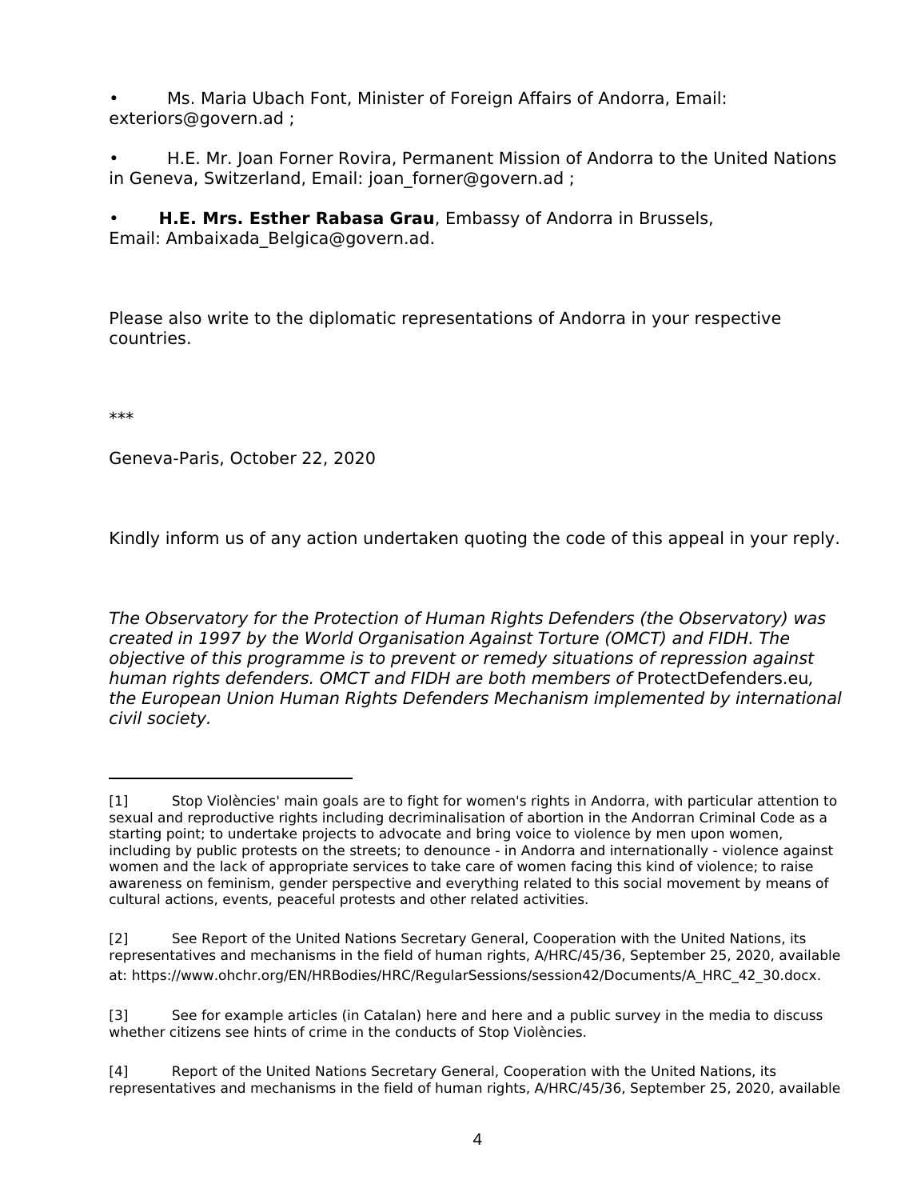- Ms. Maria Ubach Font, Minister of Foreign Affairs of Andorra, Email: exteriors@govern.ad ;
- H.E. Mr. Joan Forner Rovira, Permanent Mission of Andorra to the United Nations in Geneva, Switzerland, Email: joan_forner@govern.ad ;
- **H.E. Mrs. Esther Rabasa Grau**, Embassy of Andorra in Brussels, Email: Ambaixada_Belgica@govern.ad.

Please also write to the diplomatic representations of Andorra in your respective countries.

***

Geneva-Paris, October 22, 2020

Kindly inform us of any action undertaken quoting the code of this appeal in your reply.

*The Observatory for the Protection of Human Rights Defenders (the Observatory) was created in 1997 by the World Organisation Against Torture (OMCT) and FIDH. The objective of this programme is to prevent or remedy situations of repression against human rights defenders. OMCT and FIDH are both members of* ProtectDefenders.eu*, the European Union Human Rights Defenders Mechanism implemented by international civil society.*

---

[1] Stop Violències' main goals are to fight for women's rights in Andorra, with particular attention to sexual and reproductive rights including decriminalisation of abortion in the Andorran Criminal Code as a starting point; to undertake projects to advocate and bring voice to violence by men upon women, including by public protests on the streets; to denounce - in Andorra and internationally - violence against women and the lack of appropriate services to take care of women facing this kind of violence; to raise awareness on feminism, gender perspective and everything related to this social movement by means of cultural actions, events, peaceful protests and other related activities.

[2] See Report of the United Nations Secretary General, Cooperation with the United Nations, its representatives and mechanisms in the field of human rights, A/HRC/45/36, September 25, 2020, available at: https://www.ohchr.org/EN/HRBodies/HRC/RegularSessions/session42/Documents/A_HRC_42_30.docx.

[3] See for example articles (in Catalan) here and here and a public survey in the media to discuss whether citizens see hints of crime in the conducts of Stop Violències.

[4] Report of the United Nations Secretary General, Cooperation with the United Nations, its representatives and mechanisms in the field of human rights, A/HRC/45/36, September 25, 2020, available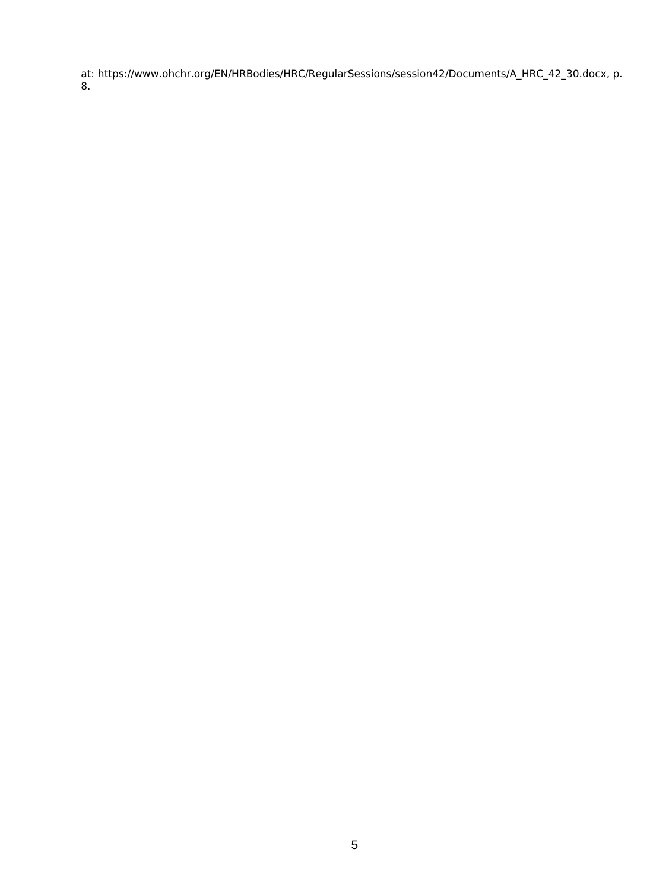at: https://www.ohchr.org/EN/HRBodies/HRC/RegularSessions/session42/Documents/A_HRC_42_30.docx, p. 8.